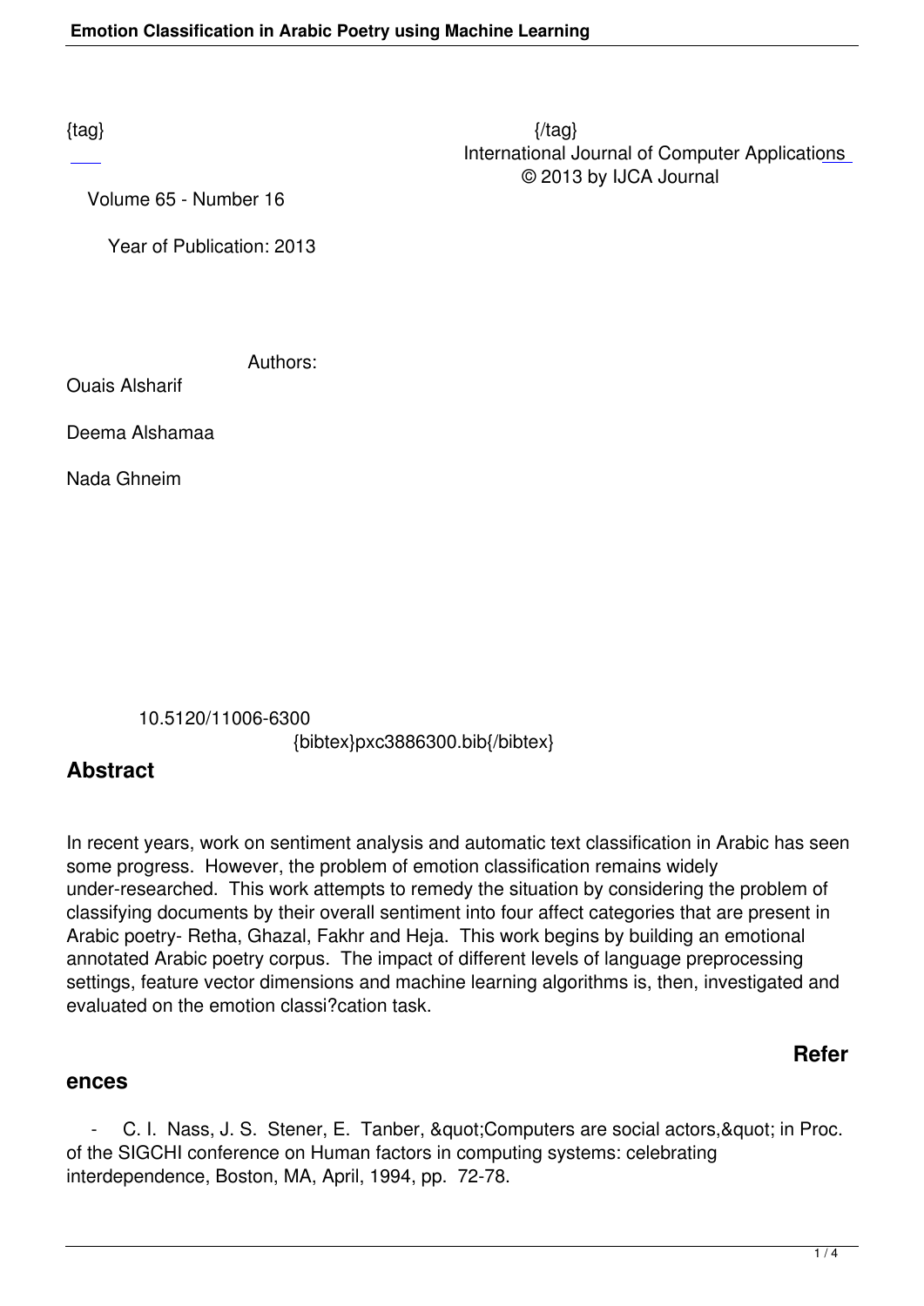{tag} {/tag}
International Journal of Computer Applications
© 2013 by IJCA Journal

Volume 65 - Number 16

Year of Publication: 2013

Authors:

Ouais Alsharif

Deema Alshamaa

Nada Ghneim

10.5120/11006-6300
{bibtex}pxc3886300.bib{/bibtex}

## Abstract

In recent years, work on sentiment analysis and automatic text classification in Arabic has seen some progress. However, the problem of emotion classification remains widely under-researched. This work attempts to remedy the situation by considering the problem of classifying documents by their overall sentiment into four affect categories that are present in Arabic poetry- Retha, Ghazal, Fakhr and Heja. This work begins by building an emotional annotated Arabic poetry corpus. The impact of different levels of language preprocessing settings, feature vector dimensions and machine learning algorithms is, then, investigated and evaluated on the emotion classi?cation task.

## References

- C. I. Nass, J. S. Stener, E. Tanber, &quot;Computers are social actors,&quot; in Proc. of the SIGCHI conference on Human factors in computing systems: celebrating interdependence, Boston, MA, April, 1994, pp. 72-78.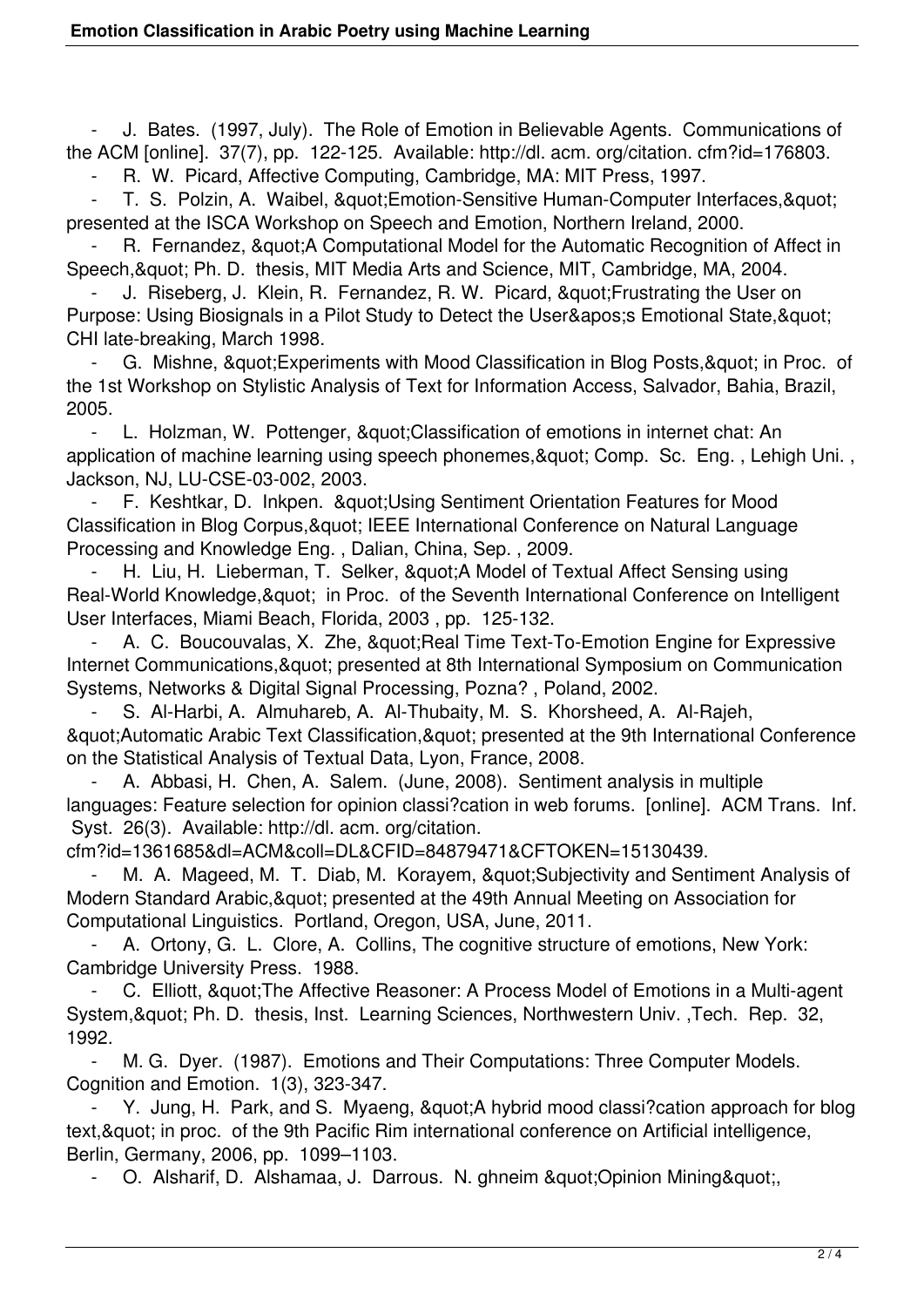- J. Bates. (1997, July). The Role of Emotion in Believable Agents. Communications of the ACM [online]. 37(7), pp. 122-125. Available: http://dl. acm. org/citation. cfm?id=176803.
- R. W. Picard, Affective Computing, Cambridge, MA: MIT Press, 1997.
- T. S. Polzin, A. Waibel, &quot;Emotion-Sensitive Human-Computer Interfaces,&quot; presented at the ISCA Workshop on Speech and Emotion, Northern Ireland, 2000.
- R. Fernandez, &quot;A Computational Model for the Automatic Recognition of Affect in Speech,&quot; Ph. D. thesis, MIT Media Arts and Science, MIT, Cambridge, MA, 2004.
- J. Riseberg, J. Klein, R. Fernandez, R. W. Picard, &quot;Frustrating the User on Purpose: Using Biosignals in a Pilot Study to Detect the User&apos;s Emotional State,&quot; CHI late-breaking, March 1998.
- G. Mishne, &quot;Experiments with Mood Classification in Blog Posts,&quot; in Proc. of the 1st Workshop on Stylistic Analysis of Text for Information Access, Salvador, Bahia, Brazil, 2005.
- L. Holzman, W. Pottenger, &quot;Classification of emotions in internet chat: An application of machine learning using speech phonemes,&quot; Comp. Sc. Eng. , Lehigh Uni. , Jackson, NJ, LU-CSE-03-002, 2003.
- F. Keshtkar, D. Inkpen. &quot;Using Sentiment Orientation Features for Mood Classification in Blog Corpus,&quot; IEEE International Conference on Natural Language Processing and Knowledge Eng. , Dalian, China, Sep. , 2009.
- H. Liu, H. Lieberman, T. Selker, &quot;A Model of Textual Affect Sensing using Real-World Knowledge,&quot; in Proc. of the Seventh International Conference on Intelligent User Interfaces, Miami Beach, Florida, 2003 , pp. 125-132.
- A. C. Boucouvalas, X. Zhe, &quot;Real Time Text-To-Emotion Engine for Expressive Internet Communications,&quot; presented at 8th International Symposium on Communication Systems, Networks & Digital Signal Processing, Pozna? , Poland, 2002.
- S. Al-Harbi, A. Almuhareb, A. Al-Thubaity, M. S. Khorsheed, A. Al-Rajeh, &quot;Automatic Arabic Text Classification,&quot; presented at the 9th International Conference on the Statistical Analysis of Textual Data, Lyon, France, 2008.
- A. Abbasi, H. Chen, A. Salem. (June, 2008). Sentiment analysis in multiple languages: Feature selection for opinion classi?cation in web forums. [online]. ACM Trans. Inf. Syst. 26(3). Available: http://dl. acm. org/citation. cfm?id=1361685&dl=ACM&coll=DL&CFID=84879471&CFTOKEN=15130439.
- M. A. Mageed, M. T. Diab, M. Korayem, &quot;Subjectivity and Sentiment Analysis of Modern Standard Arabic,&quot; presented at the 49th Annual Meeting on Association for Computational Linguistics. Portland, Oregon, USA, June, 2011.
- A. Ortony, G. L. Clore, A. Collins, The cognitive structure of emotions, New York: Cambridge University Press. 1988.
- C. Elliott, &quot;The Affective Reasoner: A Process Model of Emotions in a Multi-agent System,&quot; Ph. D. thesis, Inst. Learning Sciences, Northwestern Univ. ,Tech. Rep. 32, 1992.
- M. G. Dyer. (1987). Emotions and Their Computations: Three Computer Models. Cognition and Emotion. 1(3), 323-347.
- Y. Jung, H. Park, and S. Myaeng, &quot;A hybrid mood classi?cation approach for blog text,&quot; in proc. of the 9th Pacific Rim international conference on Artificial intelligence, Berlin, Germany, 2006, pp. 1099–1103.
- O. Alsharif, D. Alshamaa, J. Darrous. N. ghneim &quot;Opinion Mining&quot;,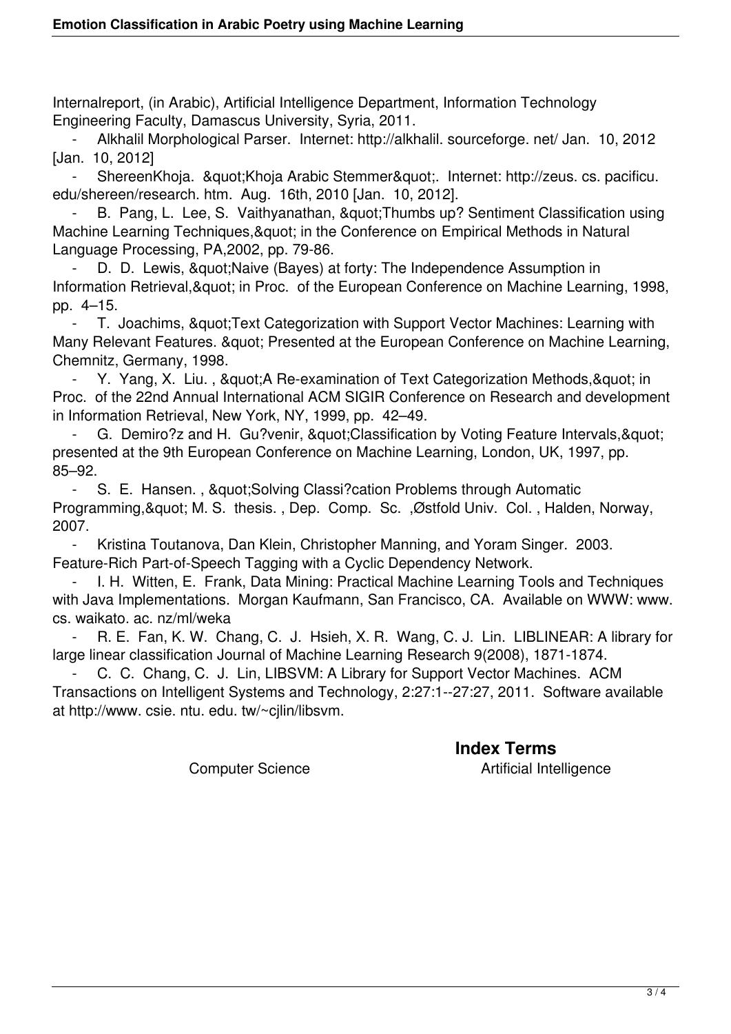Internalreport, (in Arabic), Artificial Intelligence Department, Information Technology Engineering Faculty, Damascus University, Syria, 2011.

- Alkhalil Morphological Parser. Internet: http://alkhalil. sourceforge. net/ Jan. 10, 2012 [Jan. 10, 2012]
- ShereenKhoja. &quot;Khoja Arabic Stemmer&quot;. Internet: http://zeus. cs. pacificu. edu/shereen/research. htm. Aug. 16th, 2010 [Jan. 10, 2012].
- B. Pang, L. Lee, S. Vaithyanathan, &quot;Thumbs up? Sentiment Classification using Machine Learning Techniques,&quot; in the Conference on Empirical Methods in Natural Language Processing, PA,2002, pp. 79-86.
- D. D. Lewis, &quot;Naive (Bayes) at forty: The Independence Assumption in Information Retrieval,&quot; in Proc. of the European Conference on Machine Learning, 1998, pp. 4–15.
- T. Joachims, &quot;Text Categorization with Support Vector Machines: Learning with Many Relevant Features. &quot; Presented at the European Conference on Machine Learning, Chemnitz, Germany, 1998.
- Y. Yang, X. Liu. , &quot;A Re-examination of Text Categorization Methods,&quot; in Proc. of the 22nd Annual International ACM SIGIR Conference on Research and development in Information Retrieval, New York, NY, 1999, pp. 42–49.
- G. Demiro?z and H. Gu?venir, &quot;Classification by Voting Feature Intervals,&quot; presented at the 9th European Conference on Machine Learning, London, UK, 1997, pp. 85–92.
- S. E. Hansen. , &quot;Solving Classi?cation Problems through Automatic Programming,&quot; M. S. thesis. , Dep. Comp. Sc. ,Østfold Univ. Col. , Halden, Norway, 2007.
- Kristina Toutanova, Dan Klein, Christopher Manning, and Yoram Singer. 2003. Feature-Rich Part-of-Speech Tagging with a Cyclic Dependency Network.
- I. H. Witten, E. Frank, Data Mining: Practical Machine Learning Tools and Techniques with Java Implementations. Morgan Kaufmann, San Francisco, CA. Available on WWW: www. cs. waikato. ac. nz/ml/weka
- R. E. Fan, K. W. Chang, C. J. Hsieh, X. R. Wang, C. J. Lin. LIBLINEAR: A library for large linear classification Journal of Machine Learning Research 9(2008), 1871-1874.
- C. C. Chang, C. J. Lin, LIBSVM: A Library for Support Vector Machines. ACM Transactions on Intelligent Systems and Technology, 2:27:1--27:27, 2011. Software available at http://www. csie. ntu. edu. tw/~cjlin/libsvm.

## Index Terms

Computer Science

Artificial Intelligence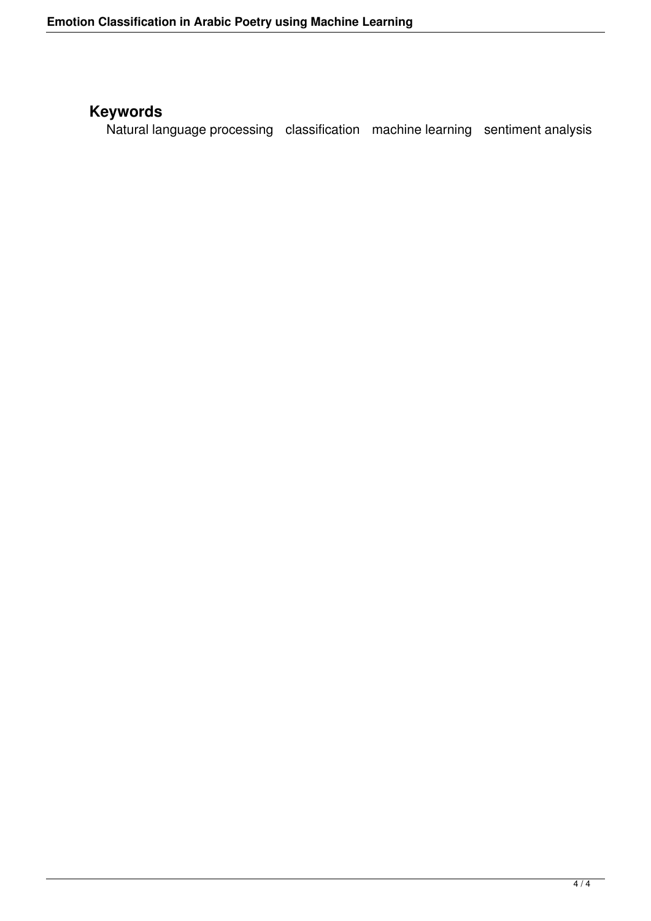## Keywords

Natural language processing   classification   machine learning   sentiment analysis